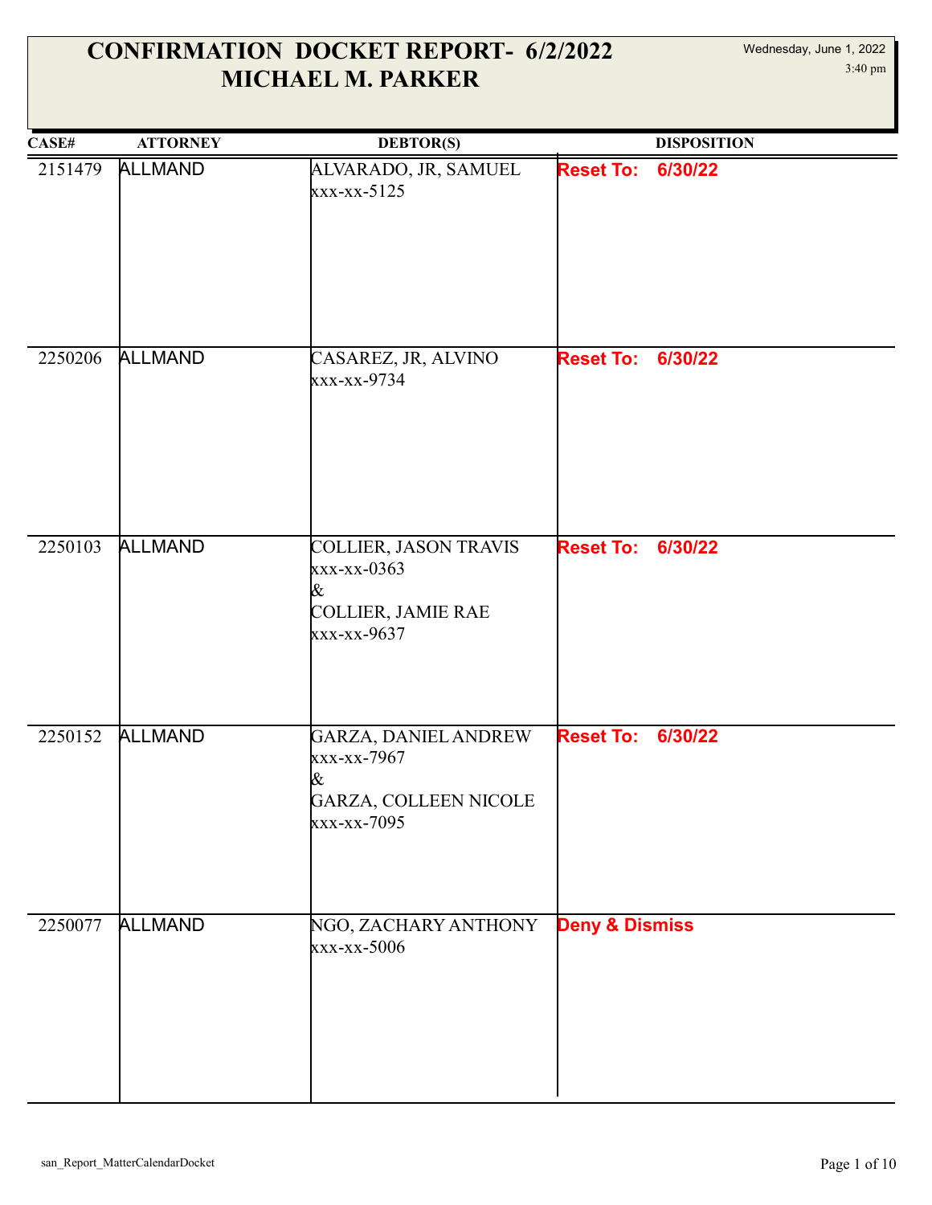# CONFIRMATION DOCKET REPORT- 6/2/2022
# MICHAEL M. PARKER

Wednesday, June 1, 2022
3:40 pm

| CASE# | ATTORNEY | DEBTOR(S) | DISPOSITION |
|---|---|---|---|
| 2151479 | ALLMAND | ALVARADO, JR, SAMUEL<br>xxx-xx-5125 | **Reset To: 6/30/22** |
| 2250206 | ALLMAND | CASAREZ, JR, ALVINO<br>xxx-xx-9734 | **Reset To: 6/30/22** |
| 2250103 | ALLMAND | COLLIER, JASON TRAVIS<br>xxx-xx-0363<br>&<br>COLLIER, JAMIE RAE<br>xxx-xx-9637 | **Reset To: 6/30/22** |
| 2250152 | ALLMAND | GARZA, DANIEL ANDREW<br>xxx-xx-7967<br>&<br>GARZA, COLLEEN NICOLE<br>xxx-xx-7095 | **Reset To: 6/30/22** |
| 2250077 | ALLMAND | NGO, ZACHARY ANTHONY<br>xxx-xx-5006 | **Deny & Dismiss** |

san_Report_MatterCalendarDocket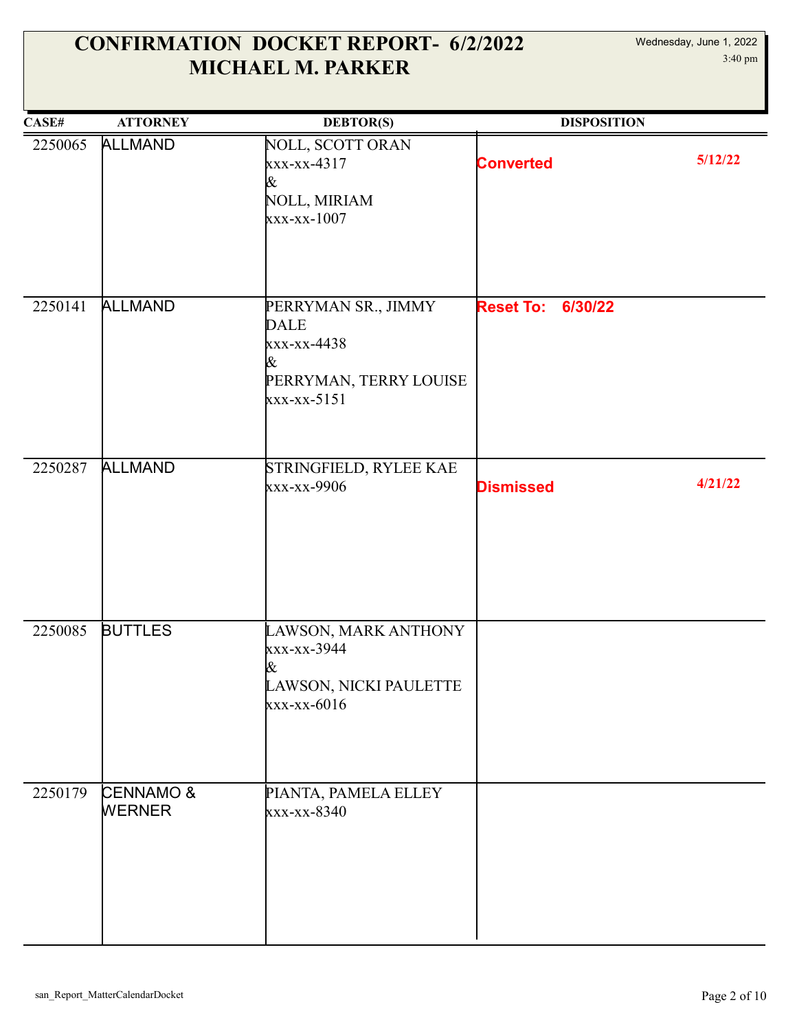# CONFIRMATION DOCKET REPORT- 6/2/2022
# MICHAEL M. PARKER

Wednesday, June 1, 2022
3:40 pm

| CASE# | ATTORNEY | DEBTOR(S) | DISPOSITION |
|---|---|---|---|
| 2250065 | ALLMAND | NOLL, SCOTT ORAN<br>xxx-xx-4317<br>&<br>NOLL, MIRIAM<br>xxx-xx-1007 | **Converted** 5/12/22 |
| 2250141 | ALLMAND | PERRYMAN SR., JIMMY DALE<br>xxx-xx-4438<br>&<br>PERRYMAN, TERRY LOUISE<br>xxx-xx-5151 | **Reset To: 6/30/22** |
| 2250287 | ALLMAND | STRINGFIELD, RYLEE KAE<br>xxx-xx-9906 | **Dismissed** 4/21/22 |
| 2250085 | BUTTLES | LAWSON, MARK ANTHONY<br>xxx-xx-3944<br>&<br>LAWSON, NICKI PAULETTE<br>xxx-xx-6016 | |
| 2250179 | CENNAMO & WERNER | PIANTA, PAMELA ELLEY<br>xxx-xx-8340 | |

san_Report_MatterCalendarDocket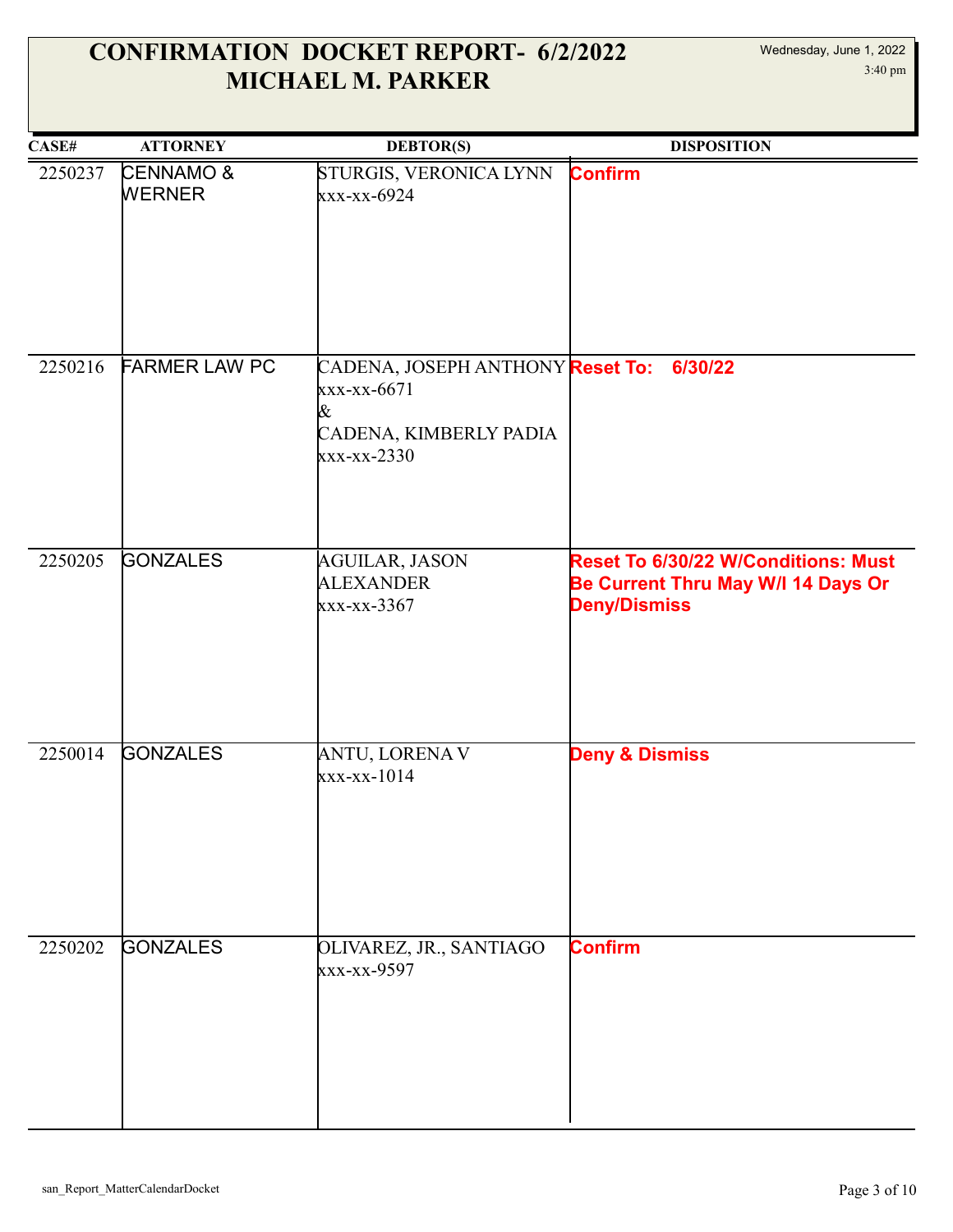# CONFIRMATION DOCKET REPORT- 6/2/2022
# MICHAEL M. PARKER

Wednesday, June 1, 2022
3:40 pm

| CASE# | ATTORNEY | DEBTOR(S) | DISPOSITION |
|---|---|---|---|
| 2250237 | CENNAMO & WERNER | STURGIS, VERONICA LYNN<br>xxx-xx-6924 | **Confirm** |
| 2250216 | FARMER LAW PC | CADENA, JOSEPH ANTHONY<br>xxx-xx-6671<br>&<br>CADENA, KIMBERLY PADIA<br>xxx-xx-2330 | **Reset To: 6/30/22** |
| 2250205 | GONZALES | AGUILAR, JASON ALEXANDER<br>xxx-xx-3367 | **Reset To 6/30/22 W/Conditions: Must Be Current Thru May W/I 14 Days Or Deny/Dismiss** |
| 2250014 | GONZALES | ANTU, LORENA V<br>xxx-xx-1014 | **Deny & Dismiss** |
| 2250202 | GONZALES | OLIVAREZ, JR., SANTIAGO<br>xxx-xx-9597 | **Confirm** |

san_Report_MatterCalendarDocket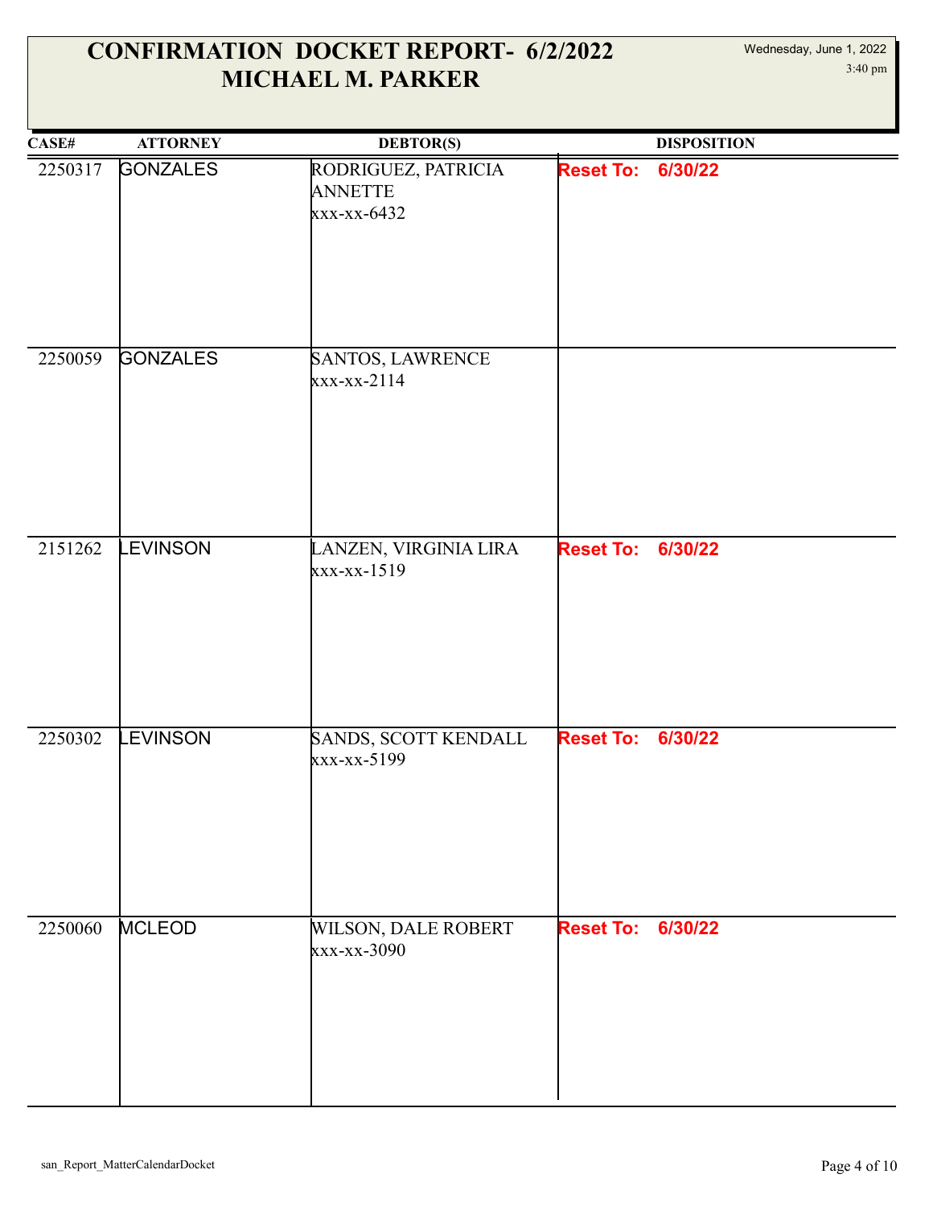# CONFIRMATION DOCKET REPORT- 6/2/2022
# MICHAEL M. PARKER

Wednesday, June 1, 2022
3:40 pm

| CASE# | ATTORNEY | DEBTOR(S) | DISPOSITION |
|---|---|---|---|
| 2250317 | GONZALES | RODRIGUEZ, PATRICIA ANNETTE xxx-xx-6432 | **Reset To: 6/30/22** |
| 2250059 | GONZALES | SANTOS, LAWRENCE xxx-xx-2114 | |
| 2151262 | LEVINSON | LANZEN, VIRGINIA LIRA xxx-xx-1519 | **Reset To: 6/30/22** |
| 2250302 | LEVINSON | SANDS, SCOTT KENDALL xxx-xx-5199 | **Reset To: 6/30/22** |
| 2250060 | MCLEOD | WILSON, DALE ROBERT xxx-xx-3090 | **Reset To: 6/30/22** |

san_Report_MatterCalendarDocket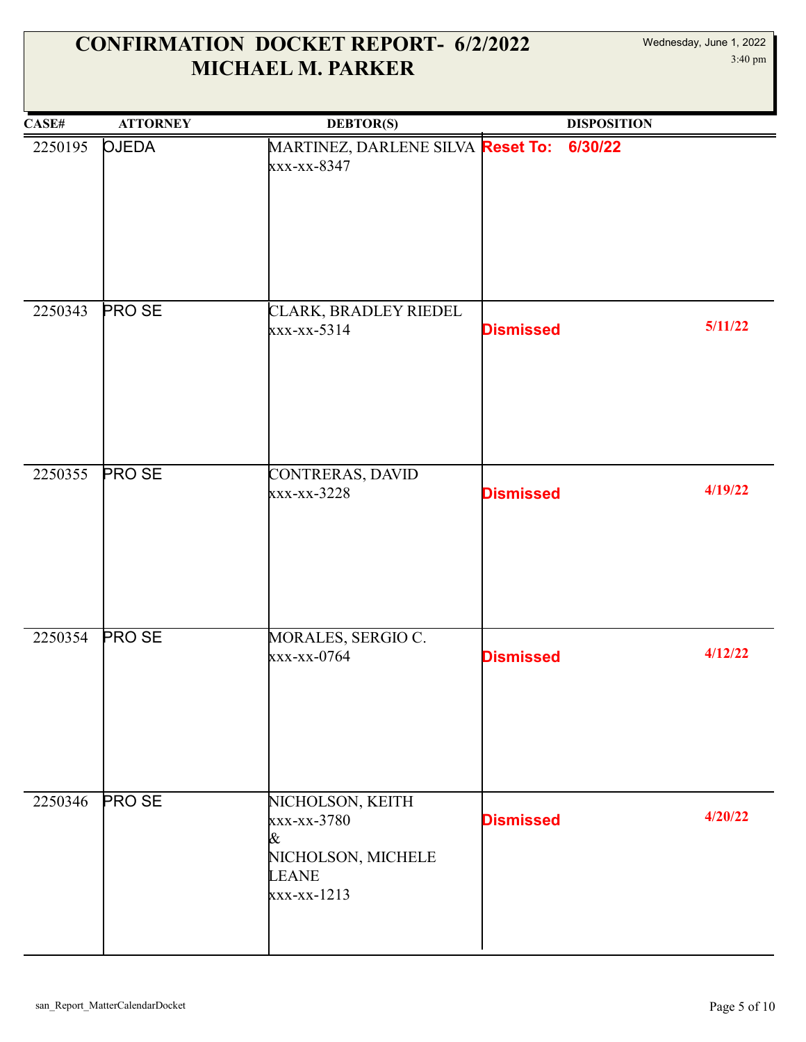# CONFIRMATION DOCKET REPORT- 6/2/2022
# MICHAEL M. PARKER

Wednesday, June 1, 2022
3:40 pm

| CASE# | ATTORNEY | DEBTOR(S) | DISPOSITION | |
|---|---|---|---|---|
| 2250195 | OJEDA | MARTINEZ, DARLENE SILVA xxx-xx-8347 | **Reset To: 6/30/22** | |
| 2250343 | PRO SE | CLARK, BRADLEY RIEDEL xxx-xx-5314 | **Dismissed** | **5/11/22** |
| 2250355 | PRO SE | CONTRERAS, DAVID xxx-xx-3228 | **Dismissed** | **4/19/22** |
| 2250354 | PRO SE | MORALES, SERGIO C. xxx-xx-0764 | **Dismissed** | **4/12/22** |
| 2250346 | PRO SE | NICHOLSON, KEITH xxx-xx-3780 & NICHOLSON, MICHELE LEANE xxx-xx-1213 | **Dismissed** | **4/20/22** |

san_Report_MatterCalendarDocket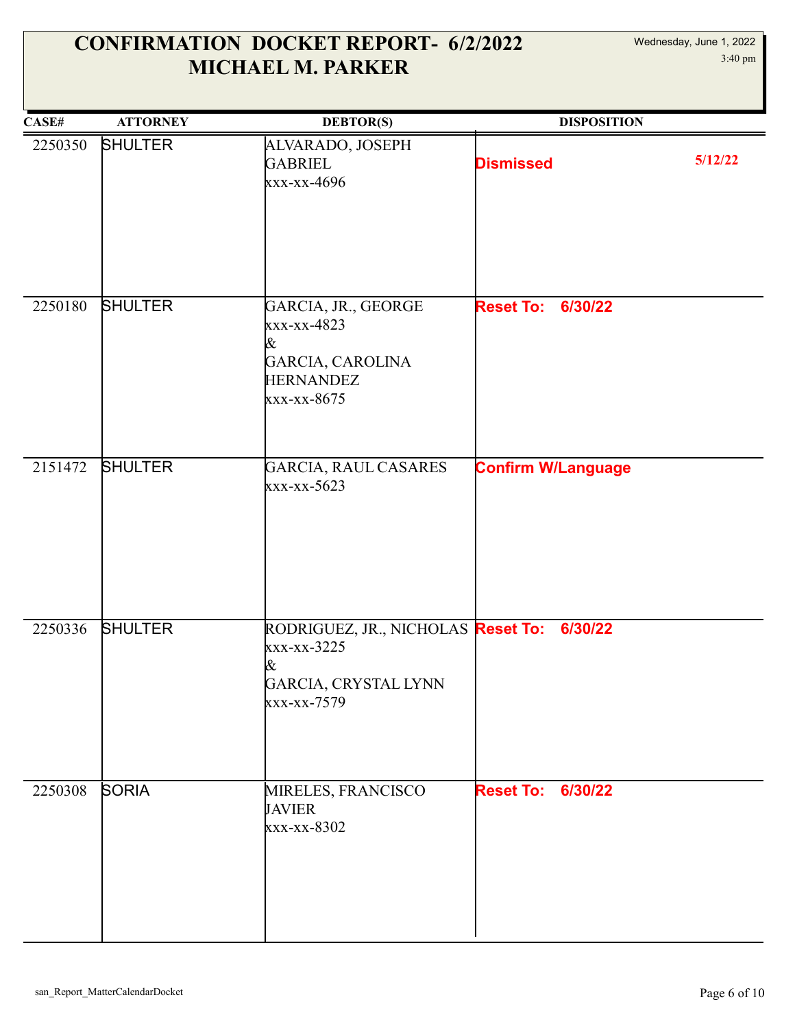# CONFIRMATION DOCKET REPORT- 6/2/2022
# MICHAEL M. PARKER

Wednesday, June 1, 2022
3:40 pm

| CASE# | ATTORNEY | DEBTOR(S) | DISPOSITION |
|---|---|---|---|
| 2250350 | SHULTER | ALVARADO, JOSEPH GABRIEL xxx-xx-4696 | **Dismissed** 5/12/22 |
| 2250180 | SHULTER | GARCIA, JR., GEORGE xxx-xx-4823 & GARCIA, CAROLINA HERNANDEZ xxx-xx-8675 | **Reset To: 6/30/22** |
| 2151472 | SHULTER | GARCIA, RAUL CASARES xxx-xx-5623 | **Confirm W/Language** |
| 2250336 | SHULTER | RODRIGUEZ, JR., NICHOLAS xxx-xx-3225 & GARCIA, CRYSTAL LYNN xxx-xx-7579 | **Reset To: 6/30/22** |
| 2250308 | SORIA | MIRELES, FRANCISCO JAVIER xxx-xx-8302 | **Reset To: 6/30/22** |

san_Report_MatterCalendarDocket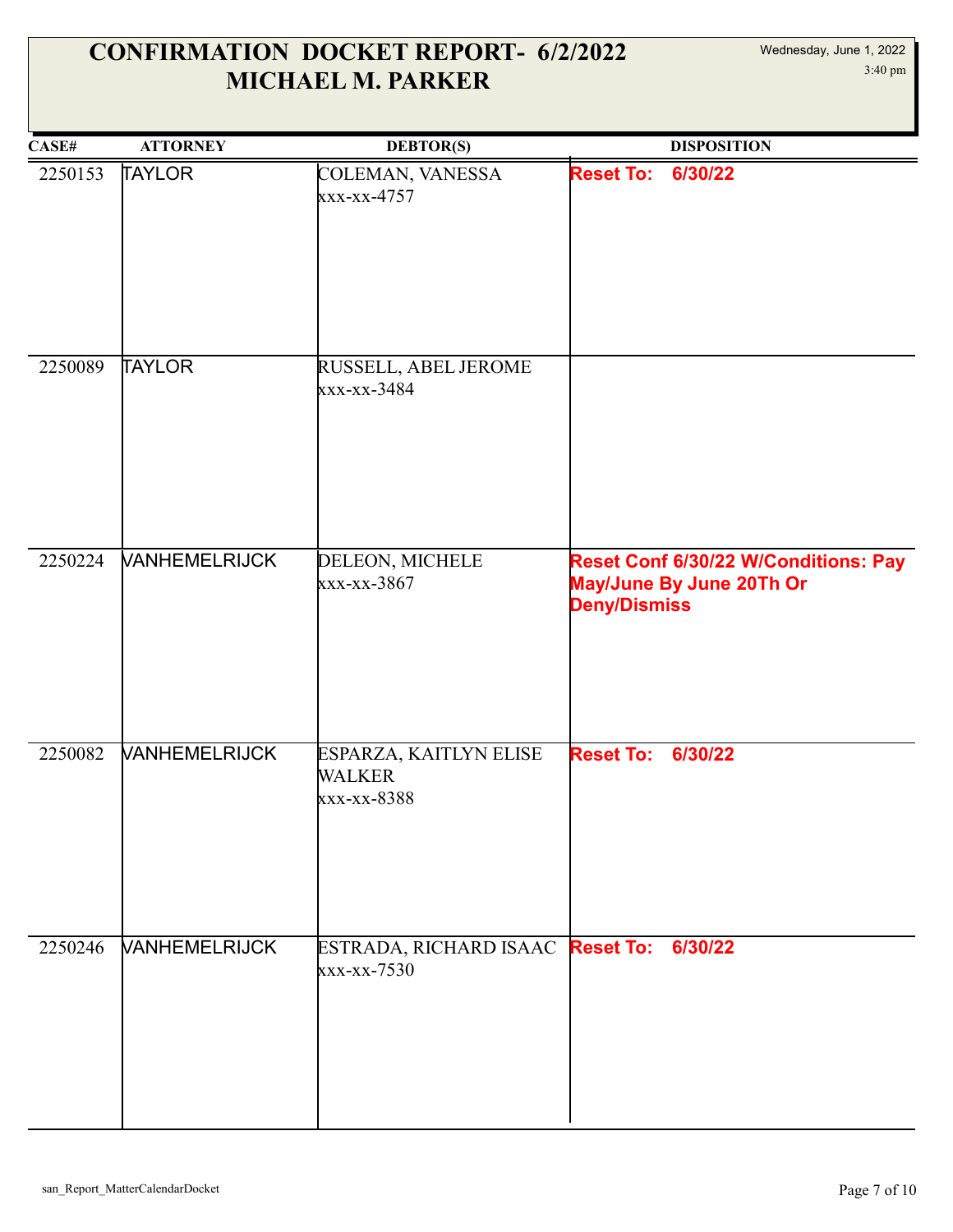# CONFIRMATION DOCKET REPORT- 6/2/2022
# MICHAEL M. PARKER

Wednesday, June 1, 2022
3:40 pm

| CASE# | ATTORNEY | DEBTOR(S) | DISPOSITION |
|---|---|---|---|
| 2250153 | TAYLOR | COLEMAN, VANESSA xxx-xx-4757 | **Reset To: 6/30/22** |
| 2250089 | TAYLOR | RUSSELL, ABEL JEROME xxx-xx-3484 | |
| 2250224 | VANHEMELRIJCK | DELEON, MICHELE xxx-xx-3867 | **Reset Conf 6/30/22 W/Conditions: Pay May/June By June 20Th Or Deny/Dismiss** |
| 2250082 | VANHEMELRIJCK | ESPARZA, KAITLYN ELISE WALKER xxx-xx-8388 | **Reset To: 6/30/22** |
| 2250246 | VANHEMELRIJCK | ESTRADA, RICHARD ISAAC xxx-xx-7530 | **Reset To: 6/30/22** |

san_Report_MatterCalendarDocket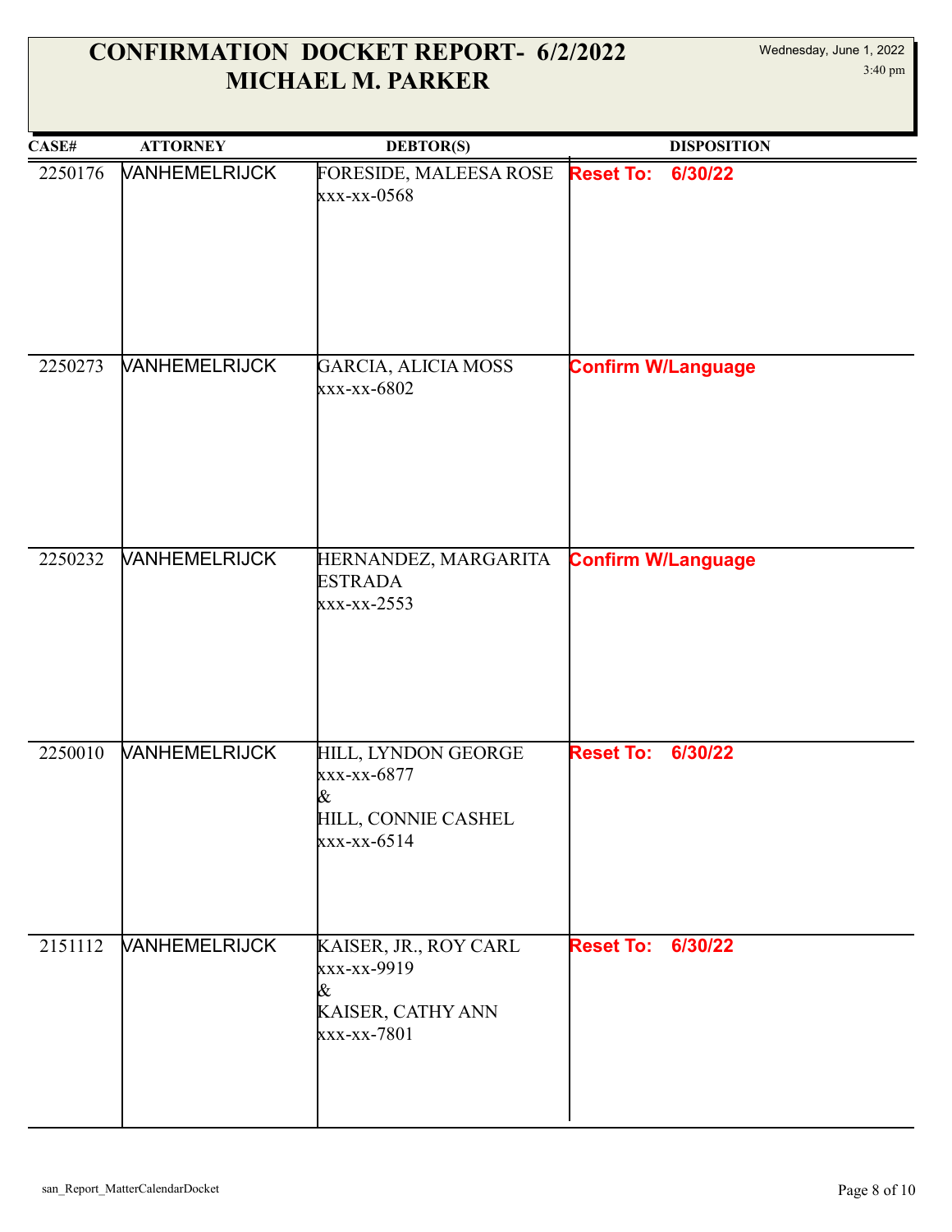# CONFIRMATION DOCKET REPORT- 6/2/2022
# MICHAEL M. PARKER

Wednesday, June 1, 2022
3:40 pm

| CASE# | ATTORNEY | DEBTOR(S) | DISPOSITION |
|---|---|---|---|
| 2250176 | VANHEMELRIJCK | FORESIDE, MALEESA ROSE<br>xxx-xx-0568 | **Reset To: 6/30/22** |
| 2250273 | VANHEMELRIJCK | GARCIA, ALICIA MOSS<br>xxx-xx-6802 | **Confirm W/Language** |
| 2250232 | VANHEMELRIJCK | HERNANDEZ, MARGARITA ESTRADA<br>xxx-xx-2553 | **Confirm W/Language** |
| 2250010 | VANHEMELRIJCK | HILL, LYNDON GEORGE<br>xxx-xx-6877<br>&<br>HILL, CONNIE CASHEL<br>xxx-xx-6514 | **Reset To: 6/30/22** |
| 2151112 | VANHEMELRIJCK | KAISER, JR., ROY CARL<br>xxx-xx-9919<br>&<br>KAISER, CATHY ANN<br>xxx-xx-7801 | **Reset To: 6/30/22** |

san_Report_MatterCalendarDocket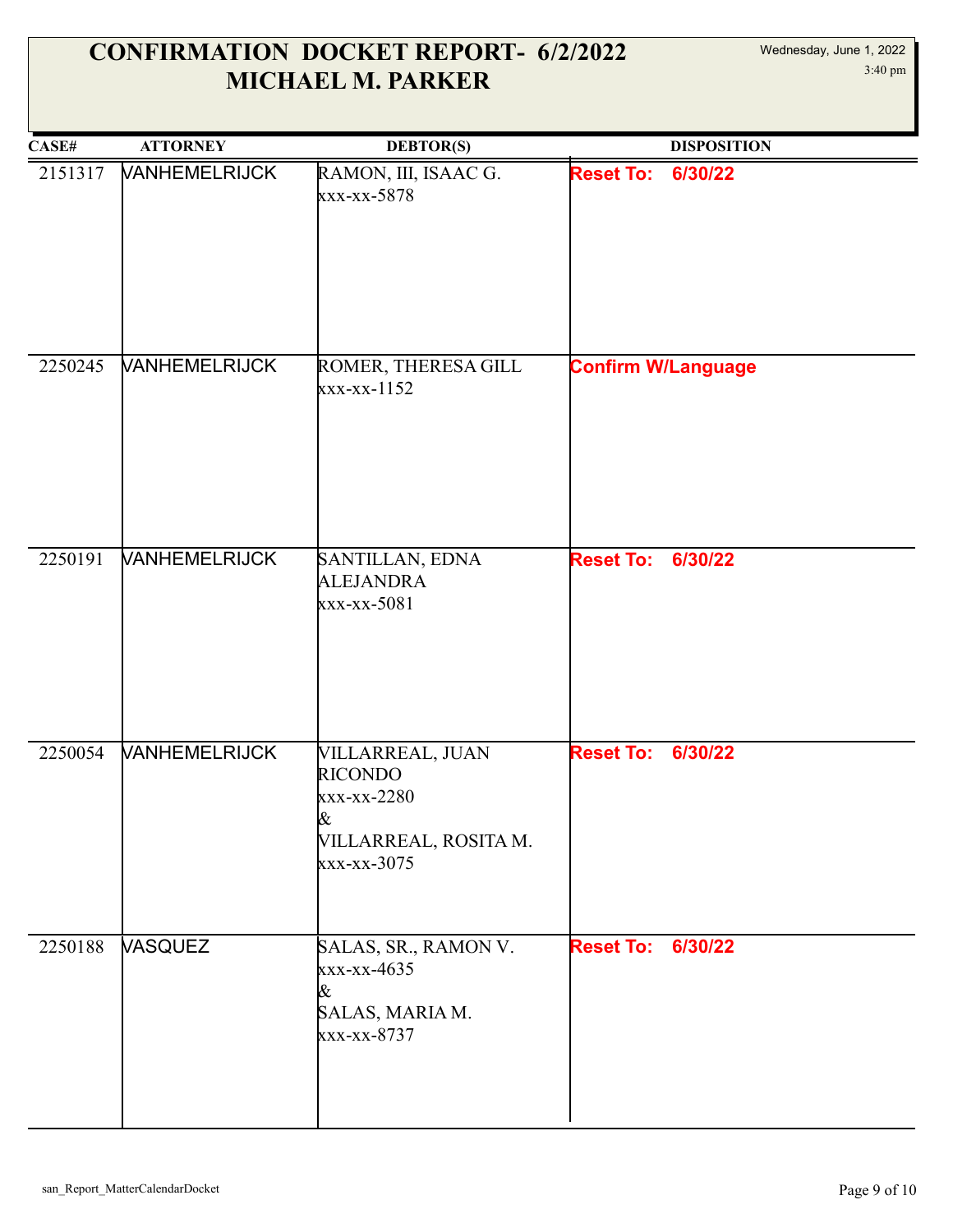# CONFIRMATION DOCKET REPORT- 6/2/2022
# MICHAEL M. PARKER

Wednesday, June 1, 2022
3:40 pm

| CASE# | ATTORNEY | DEBTOR(S) | DISPOSITION |
|---|---|---|---|
| 2151317 | VANHEMELRIJCK | RAMON, III, ISAAC G.<br>xxx-xx-5878 | **Reset To: 6/30/22** |
| 2250245 | VANHEMELRIJCK | ROMER, THERESA GILL<br>xxx-xx-1152 | **Confirm W/Language** |
| 2250191 | VANHEMELRIJCK | SANTILLAN, EDNA ALEJANDRA<br>xxx-xx-5081 | **Reset To: 6/30/22** |
| 2250054 | VANHEMELRIJCK | VILLARREAL, JUAN RICONDO<br>xxx-xx-2280<br>&<br>VILLARREAL, ROSITA M.<br>xxx-xx-3075 | **Reset To: 6/30/22** |
| 2250188 | VASQUEZ | SALAS, SR., RAMON V.<br>xxx-xx-4635<br>&<br>SALAS, MARIA M.<br>xxx-xx-8737 | **Reset To: 6/30/22** |

san_Report_MatterCalendarDocket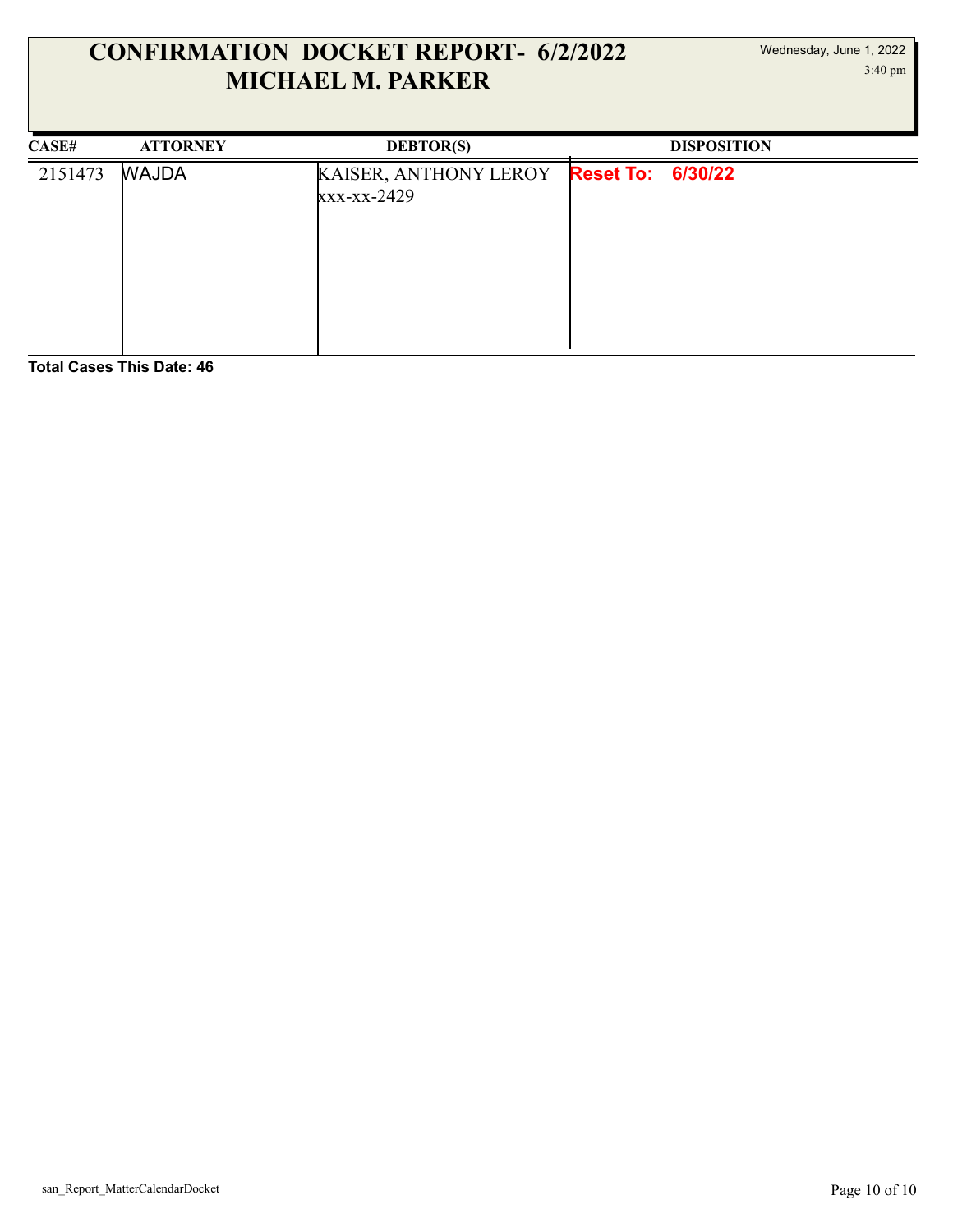# CONFIRMATION DOCKET REPORT- 6/2/2022
# MICHAEL M. PARKER

Wednesday, June 1, 2022
3:40 pm

| CASE# | ATTORNEY | DEBTOR(S) | DISPOSITION |
|---|---|---|---|
| 2151473 | WAJDA | KAISER, ANTHONY LEROY<br>xxx-xx-2429 | **Reset To: 6/30/22** |

**Total Cases This Date: 46**

san_Report_MatterCalendarDocket